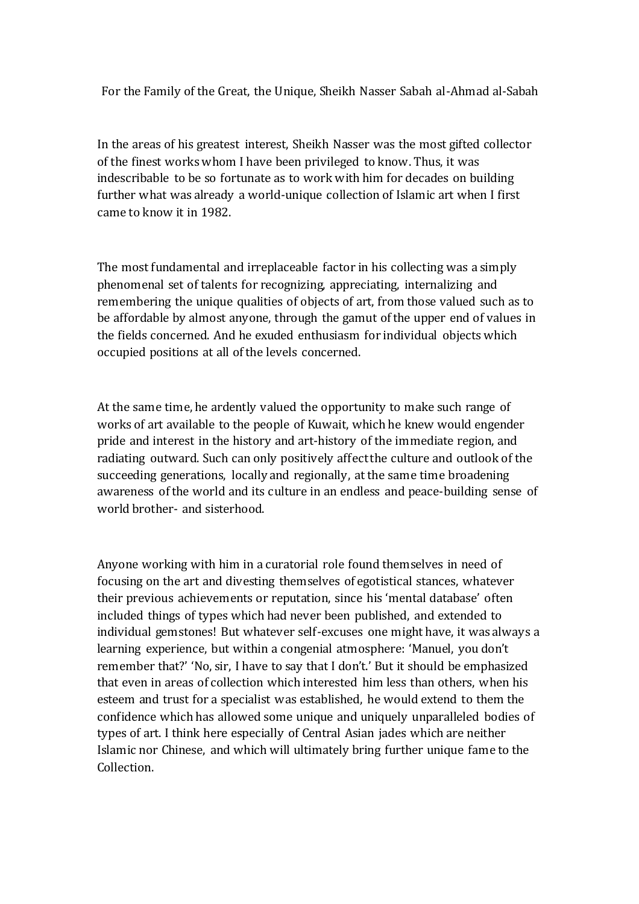For the Family of the Great, the Unique, Sheikh Nasser Sabah al-Ahmad al-Sabah

In the areas of his greatest interest, Sheikh Nasser was the most gifted collector of the finest works whom I have been privileged to know. Thus, it was indescribable to be so fortunate as to work with him for decades on building further what was already a world-unique collection of Islamic art when I first came to know it in 1982.

The most fundamental and irreplaceable factor in his collecting was a simply phenomenal set of talents for recognizing, appreciating, internalizing and remembering the unique qualities of objects of art, from those valued such as to be affordable by almost anyone, through the gamut of the upper end of values in the fields concerned. And he exuded enthusiasm for individual objects which occupied positions at all of the levels concerned.

At the same time, he ardently valued the opportunity to make such range of works of art available to the people of Kuwait, which he knew would engender pride and interest in the history and art-history of the immediate region, and radiating outward. Such can only positively affect the culture and outlook of the succeeding generations, locally and regionally, at the same time broadening awareness of the world and its culture in an endless and peace-building sense of world brother- and sisterhood.

Anyone working with him in a curatorial role found themselves in need of focusing on the art and divesting themselves of egotistical stances, whatever their previous achievements or reputation, since his 'mental database' often included things of types which had never been published, and extended to individual gemstones! But whatever self-excuses one might have, it was always a learning experience, but within a congenial atmosphere: 'Manuel, you don't remember that?' 'No, sir, I have to say that I don't.' But it should be emphasized that even in areas of collection which interested him less than others, when his esteem and trust for a specialist was established, he would extend to them the confidence which has allowed some unique and uniquely unparalleled bodies of types of art. I think here especially of Central Asian jades which are neither Islamic nor Chinese, and which will ultimately bring further unique fame to the Collection.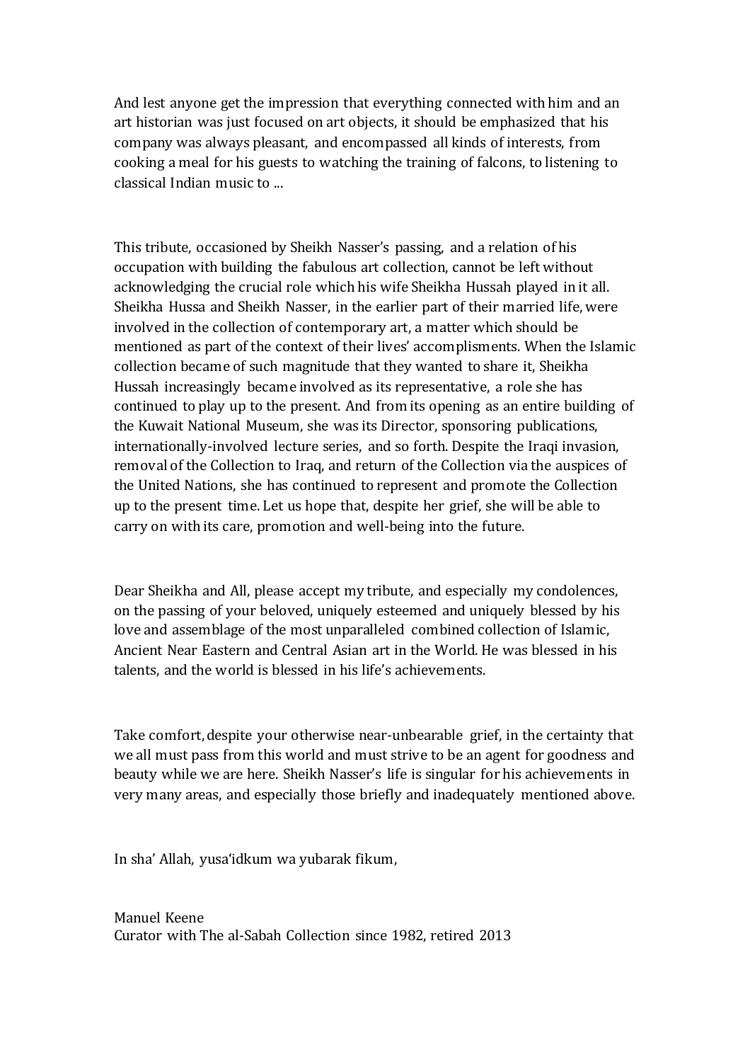And lest anyone get the impression that everything connected with him and an art historian was just focused on art objects, it should be emphasized that his company was always pleasant, and encompassed all kinds of interests, from cooking a meal for his guests to watching the training of falcons, to listening to classical Indian music to ...

This tribute, occasioned by Sheikh Nasser's passing, and a relation of his occupation with building the fabulous art collection, cannot be left without acknowledging the crucial role which his wife Sheikha Hussah played in it all. Sheikha Hussa and Sheikh Nasser, in the earlier part of their married life, were involved in the collection of contemporary art, a matter which should be mentioned as part of the context of their lives' accomplisments. When the Islamic collection became of such magnitude that they wanted to share it, Sheikha Hussah increasingly became involved as its representative, a role she has continued to play up to the present. And from its opening as an entire building of the Kuwait National Museum, she was its Director, sponsoring publications, internationally-involved lecture series, and so forth. Despite the Iraqi invasion, removal of the Collection to Iraq, and return of the Collection via the auspices of the United Nations, she has continued to represent and promote the Collection up to the present time. Let us hope that, despite her grief, she will be able to carry on with its care, promotion and well-being into the future.

Dear Sheikha and All, please accept my tribute, and especially my condolences, on the passing of your beloved, uniquely esteemed and uniquely blessed by his love and assemblage of the most unparalleled combined collection of Islamic, Ancient Near Eastern and Central Asian art in the World. He was blessed in his talents, and the world is blessed in his life's achievements.

Take comfort, despite your otherwise near-unbearable grief, in the certainty that we all must pass from this world and must strive to be an agent for goodness and beauty while we are here. Sheikh Nasser's life is singular for his achievements in very many areas, and especially those briefly and inadequately mentioned above.

In sha' Allah, yusa'idkum wa yubarak fikum,

Manuel Keene  
Curator with The al-Sabah Collection since 1982, retired 2013